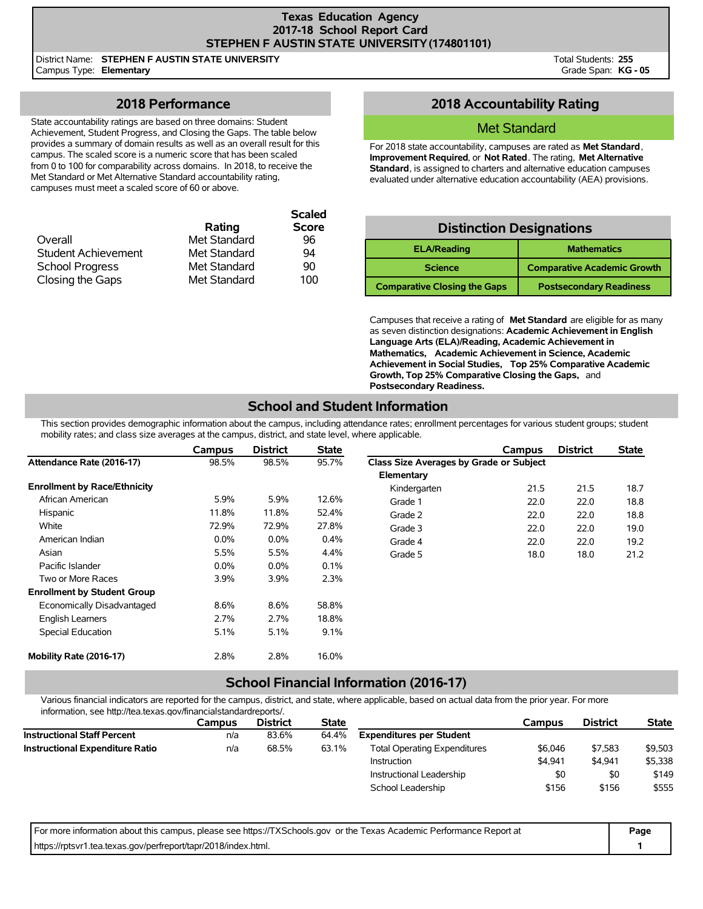# Texas Education Agency
## 2017-18 School Report Card
## STEPHEN F AUSTIN STATE UNIVERSITY (174801101)

District Name: **STEPHEN F AUSTIN STATE UNIVERSITY**
Campus Type: **Elementary**

Total Students: **255**
Grade Span: **KG - 05**

## 2018 Performance

State accountability ratings are based on three domains: Student Achievement, Student Progress, and Closing the Gaps. The table below provides a summary of domain results as well as an overall result for this campus. The scaled score is a numeric score that has been scaled from 0 to 100 for comparability across domains. In 2018, to receive the Met Standard or Met Alternative Standard accountability rating, campuses must meet a scaled score of 60 or above.

| | Rating | Scaled Score |
|---|---|---|
| Overall | Met Standard | 96 |
| Student Achievement | Met Standard | 94 |
| School Progress | Met Standard | 90 |
| Closing the Gaps | Met Standard | 100 |

## 2018 Accountability Rating

**Met Standard**

For 2018 state accountability, campuses are rated as **Met Standard**, **Improvement Required**, or **Not Rated**. The rating, **Met Alternative Standard**, is assigned to charters and alternative education campuses evaluated under alternative education accountability (AEA) provisions.

## Distinction Designations

| | |
|---|---|
| ELA/Reading | Mathematics |
| Science | Comparative Academic Growth |
| Comparative Closing the Gaps | Postsecondary Readiness |

Campuses that receive a rating of **Met Standard** are eligible for as many as seven distinction designations: **Academic Achievement in English Language Arts (ELA)/Reading, Academic Achievement in Mathematics, Academic Achievement in Science, Academic Achievement in Social Studies, Top 25% Comparative Academic Growth, Top 25% Comparative Closing the Gaps,** and **Postsecondary Readiness.**

## School and Student Information

This section provides demographic information about the campus, including attendance rates; enrollment percentages for various student groups; student mobility rates; and class size averages at the campus, district, and state level, where applicable.

| | Campus | District | State |
|---|---|---|---|
| **Attendance Rate (2016-17)** | 98.5% | 98.5% | 95.7% |
| **Enrollment by Race/Ethnicity** | | | |
| African American | 5.9% | 5.9% | 12.6% |
| Hispanic | 11.8% | 11.8% | 52.4% |
| White | 72.9% | 72.9% | 27.8% |
| American Indian | 0.0% | 0.0% | 0.4% |
| Asian | 5.5% | 5.5% | 4.4% |
| Pacific Islander | 0.0% | 0.0% | 0.1% |
| Two or More Races | 3.9% | 3.9% | 2.3% |
| **Enrollment by Student Group** | | | |
| Economically Disadvantaged | 8.6% | 8.6% | 58.8% |
| English Learners | 2.7% | 2.7% | 18.8% |
| Special Education | 5.1% | 5.1% | 9.1% |
| **Mobility Rate (2016-17)** | 2.8% | 2.8% | 16.0% |

| | Campus | District | State |
|---|---|---|---|
| **Class Size Averages by Grade or Subject** | | | |
| **Elementary** | | | |
| Kindergarten | 21.5 | 21.5 | 18.7 |
| Grade 1 | 22.0 | 22.0 | 18.8 |
| Grade 2 | 22.0 | 22.0 | 18.8 |
| Grade 3 | 22.0 | 22.0 | 19.0 |
| Grade 4 | 22.0 | 22.0 | 19.2 |
| Grade 5 | 18.0 | 18.0 | 21.2 |

## School Financial Information (2016-17)

Various financial indicators are reported for the campus, district, and state, where applicable, based on actual data from the prior year. For more information, see http://tea.texas.gov/financialstandardreports/.

| | Campus | District | State |
|---|---|---|---|
| **Instructional Staff Percent** | n/a | 83.6% | 64.4% |
| **Instructional Expenditure Ratio** | n/a | 68.5% | 63.1% |

| | Campus | District | State |
|---|---|---|---|
| **Expenditures per Student** | | | |
| Total Operating Expenditures | $6,046 | $7,583 | $9,503 |
| Instruction | $4,941 | $4,941 | $5,338 |
| Instructional Leadership | $0 | $0 | $149 |
| School Leadership | $156 | $156 | $555 |

For more information about this campus, please see https://TXSchools.gov or the Texas Academic Performance Report at https://rptsvr1.tea.texas.gov/perfreport/tapr/2018/index.html.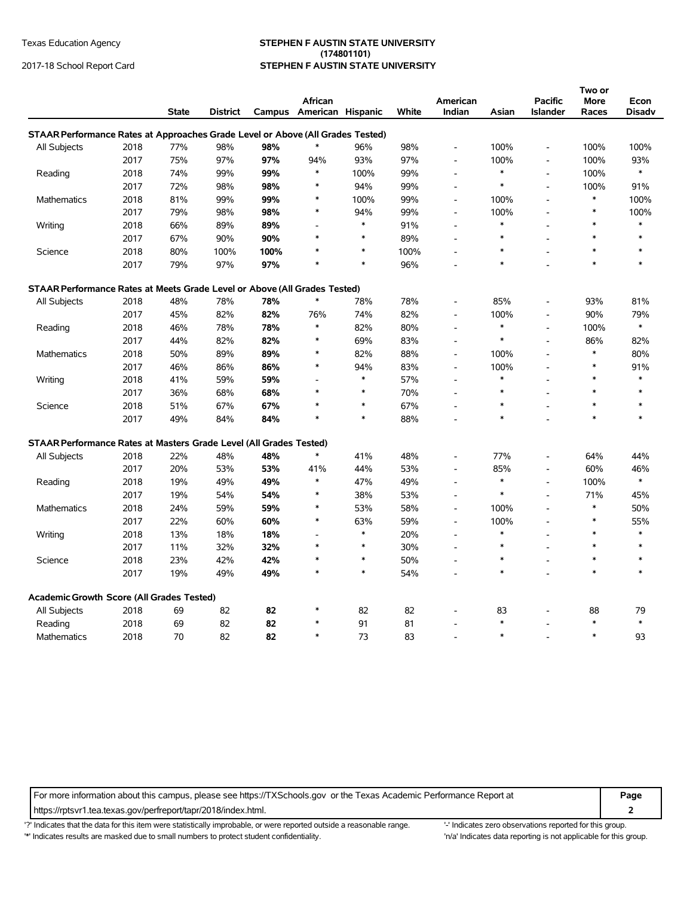Texas Education Agency
2017-18 School Report Card

**STEPHEN F AUSTIN STATE UNIVERSITY**
**(174801101)**
**STEPHEN F AUSTIN STATE UNIVERSITY**

| | | State | District | Campus | African American | Hispanic | White | American Indian | Asian | Pacific Islander | Two or More Races | Econ Disadv |
|---|---|---|---|---|---|---|---|---|---|---|---|---|
| **STAAR Performance Rates at Approaches Grade Level or Above (All Grades Tested)** | | | | | | | | | | | | |
| All Subjects | 2018 | 77% | 98% | **98%** | * | 96% | 98% | - | 100% | - | 100% | 100% |
| | 2017 | 75% | 97% | **97%** | 94% | 93% | 97% | - | 100% | - | 100% | 93% |
| Reading | 2018 | 74% | 99% | **99%** | * | 100% | 99% | - | * | - | 100% | * |
| | 2017 | 72% | 98% | **98%** | * | 94% | 99% | - | * | - | 100% | 91% |
| Mathematics | 2018 | 81% | 99% | **99%** | * | 100% | 99% | - | 100% | - | * | 100% |
| | 2017 | 79% | 98% | **98%** | * | 94% | 99% | - | 100% | - | * | 100% |
| Writing | 2018 | 66% | 89% | **89%** | - | * | 91% | - | * | - | * | * |
| | 2017 | 67% | 90% | **90%** | * | * | 89% | - | * | - | * | * |
| Science | 2018 | 80% | 100% | **100%** | * | * | 100% | - | * | - | * | * |
| | 2017 | 79% | 97% | **97%** | * | * | 96% | - | * | - | * | * |
| **STAAR Performance Rates at Meets Grade Level or Above (All Grades Tested)** | | | | | | | | | | | | |
| All Subjects | 2018 | 48% | 78% | **78%** | * | 78% | 78% | - | 85% | - | 93% | 81% |
| | 2017 | 45% | 82% | **82%** | 76% | 74% | 82% | - | 100% | - | 90% | 79% |
| Reading | 2018 | 46% | 78% | **78%** | * | 82% | 80% | - | * | - | 100% | * |
| | 2017 | 44% | 82% | **82%** | * | 69% | 83% | - | * | - | 86% | 82% |
| Mathematics | 2018 | 50% | 89% | **89%** | * | 82% | 88% | - | 100% | - | * | 80% |
| | 2017 | 46% | 86% | **86%** | * | 94% | 83% | - | 100% | - | * | 91% |
| Writing | 2018 | 41% | 59% | **59%** | - | * | 57% | - | * | - | * | * |
| | 2017 | 36% | 68% | **68%** | * | * | 70% | - | * | - | * | * |
| Science | 2018 | 51% | 67% | **67%** | * | * | 67% | - | * | - | * | * |
| | 2017 | 49% | 84% | **84%** | * | * | 88% | - | * | - | * | * |
| **STAAR Performance Rates at Masters Grade Level (All Grades Tested)** | | | | | | | | | | | | |
| All Subjects | 2018 | 22% | 48% | **48%** | * | 41% | 48% | - | 77% | - | 64% | 44% |
| | 2017 | 20% | 53% | **53%** | 41% | 44% | 53% | - | 85% | - | 60% | 46% |
| Reading | 2018 | 19% | 49% | **49%** | * | 47% | 49% | - | * | - | 100% | * |
| | 2017 | 19% | 54% | **54%** | * | 38% | 53% | - | * | - | 71% | 45% |
| Mathematics | 2018 | 24% | 59% | **59%** | * | 53% | 58% | - | 100% | - | * | 50% |
| | 2017 | 22% | 60% | **60%** | * | 63% | 59% | - | 100% | - | * | 55% |
| Writing | 2018 | 13% | 18% | **18%** | - | * | 20% | - | * | - | * | * |
| | 2017 | 11% | 32% | **32%** | * | * | 30% | - | * | - | * | * |
| Science | 2018 | 23% | 42% | **42%** | * | * | 50% | - | * | - | * | * |
| | 2017 | 19% | 49% | **49%** | * | * | 54% | - | * | - | * | * |
| **Academic Growth Score (All Grades Tested)** | | | | | | | | | | | | |
| All Subjects | 2018 | 69 | 82 | **82** | * | 82 | 82 | - | 83 | - | 88 | 79 |
| Reading | 2018 | 69 | 82 | **82** | * | 91 | 81 | - | * | - | * | * |
| Mathematics | 2018 | 70 | 82 | **82** | * | 73 | 83 | - | * | - | * | 93 |

For more information about this campus, please see https://TXSchools.gov or the Texas Academic Performance Report at https://rptsvr1.tea.texas.gov/perfreport/tapr/2018/index.html.

'?' Indicates that the data for this item were statistically improbable, or were reported outside a reasonable range.
'*' Indicates results are masked due to small numbers to protect student confidentiality.
'-' Indicates zero observations reported for this group.
'n/a' Indicates data reporting is not applicable for this group.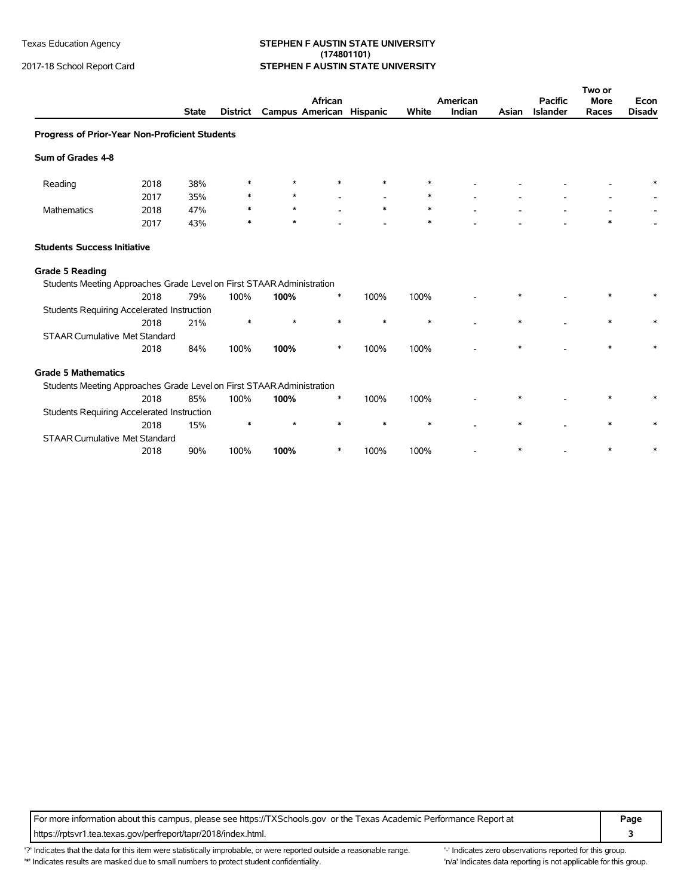Texas Education Agency
2017-18 School Report Card

**STEPHEN F AUSTIN STATE UNIVERSITY (174801101)**
**STEPHEN F AUSTIN STATE UNIVERSITY**

| | | State | District | Campus | African American | Hispanic | White | American Indian | Asian | Pacific Islander | Two or More Races | Econ Disadv |
|---|---|---|---|---|---|---|---|---|---|---|---|---|
| **Progress of Prior-Year Non-Proficient Students** | | | | | | | | | | | | |
| **Sum of Grades 4-8** | | | | | | | | | | | | |
| Reading | 2018 | 38% | * | * | * | * | * | - | - | - | - | * |
| | 2017 | 35% | * | * | - | - | * | - | - | - | - | - |
| Mathematics | 2018 | 47% | * | * | - | * | * | - | - | - | - | - |
| | 2017 | 43% | * | * | - | - | * | - | - | - | * | - |
| **Students Success Initiative** | | | | | | | | | | | | |
| **Grade 5 Reading** | | | | | | | | | | | | |
| Students Meeting Approaches Grade Level on First STAAR Administration | | | | | | | | | | | | |
| | 2018 | 79% | 100% | **100%** | * | 100% | 100% | - | * | - | * | * |
| Students Requiring Accelerated Instruction | | | | | | | | | | | | |
| | 2018 | 21% | * | * | * | * | * | - | * | - | * | * |
| STAAR Cumulative Met Standard | | | | | | | | | | | | |
| | 2018 | 84% | 100% | **100%** | * | 100% | 100% | - | * | - | * | * |
| **Grade 5 Mathematics** | | | | | | | | | | | | |
| Students Meeting Approaches Grade Level on First STAAR Administration | | | | | | | | | | | | |
| | 2018 | 85% | 100% | **100%** | * | 100% | 100% | - | * | - | * | * |
| Students Requiring Accelerated Instruction | | | | | | | | | | | | |
| | 2018 | 15% | * | * | * | * | * | - | * | - | * | * |
| STAAR Cumulative Met Standard | | | | | | | | | | | | |
| | 2018 | 90% | 100% | **100%** | * | 100% | 100% | - | * | - | * | * |

For more information about this campus, please see https://TXSchools.gov or the Texas Academic Performance Report at https://rptsvr1.tea.texas.gov/perfreport/tapr/2018/index.html.

'?' Indicates that the data for this item were statistically improbable, or were reported outside a reasonable range.
'*' Indicates results are masked due to small numbers to protect student confidentiality.
'-' Indicates zero observations reported for this group.
'n/a' Indicates data reporting is not applicable for this group.